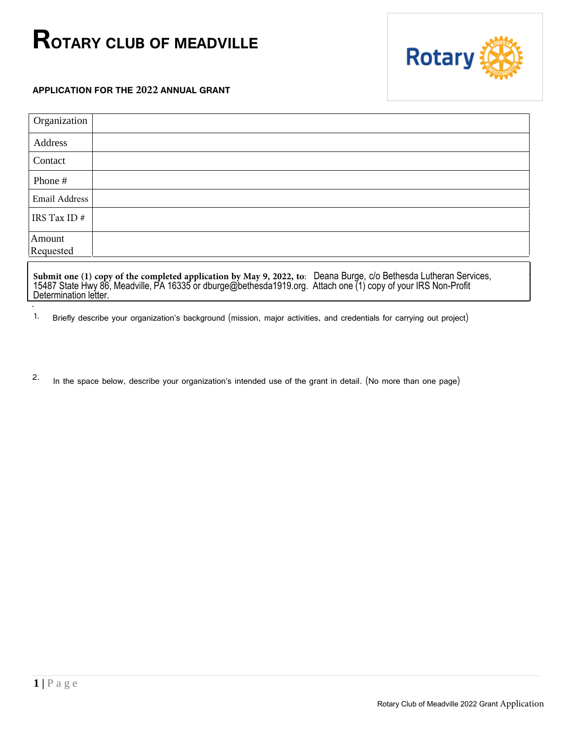# ROTARY CLUB OF MEADVILLE

**APPLICATION FOR THE 2022 ANNUAL GRANT**

| Organization | |
|---|---|
| Address | |
| Contact | |
| Phone # | |
| Email Address | |
| IRS Tax ID # | |
| Amount Requested | |

**Submit one (1) copy of the completed application by May 9, 2022, to**: Deana Burge, c/o Bethesda Lutheran Services, 15487 State Hwy 86, Meadville, PA 16335 or dburge@bethesda1919.org. Attach one (1) copy of your IRS Non-Profit Determination letter.

1. Briefly describe your organization's background (mission, major activities, and credentials for carrying out project)

2. In the space below, describe your organization's intended use of the grant in detail. (No more than one page)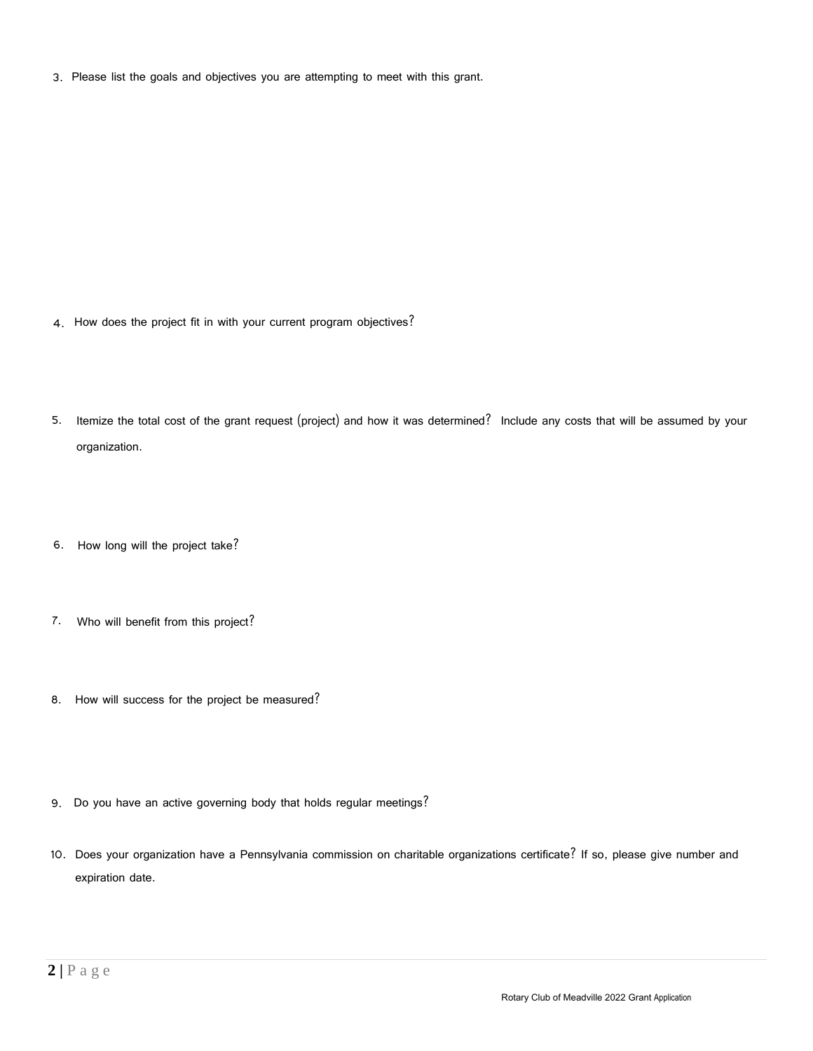3. Please list the goals and objectives you are attempting to meet with this grant.

4. How does the project fit in with your current program objectives?

5. Itemize the total cost of the grant request (project) and how it was determined? Include any costs that will be assumed by your organization.

6. How long will the project take?

7. Who will benefit from this project?

8. How will success for the project be measured?

9. Do you have an active governing body that holds regular meetings?

10. Does your organization have a Pennsylvania commission on charitable organizations certificate? If so, please give number and expiration date.